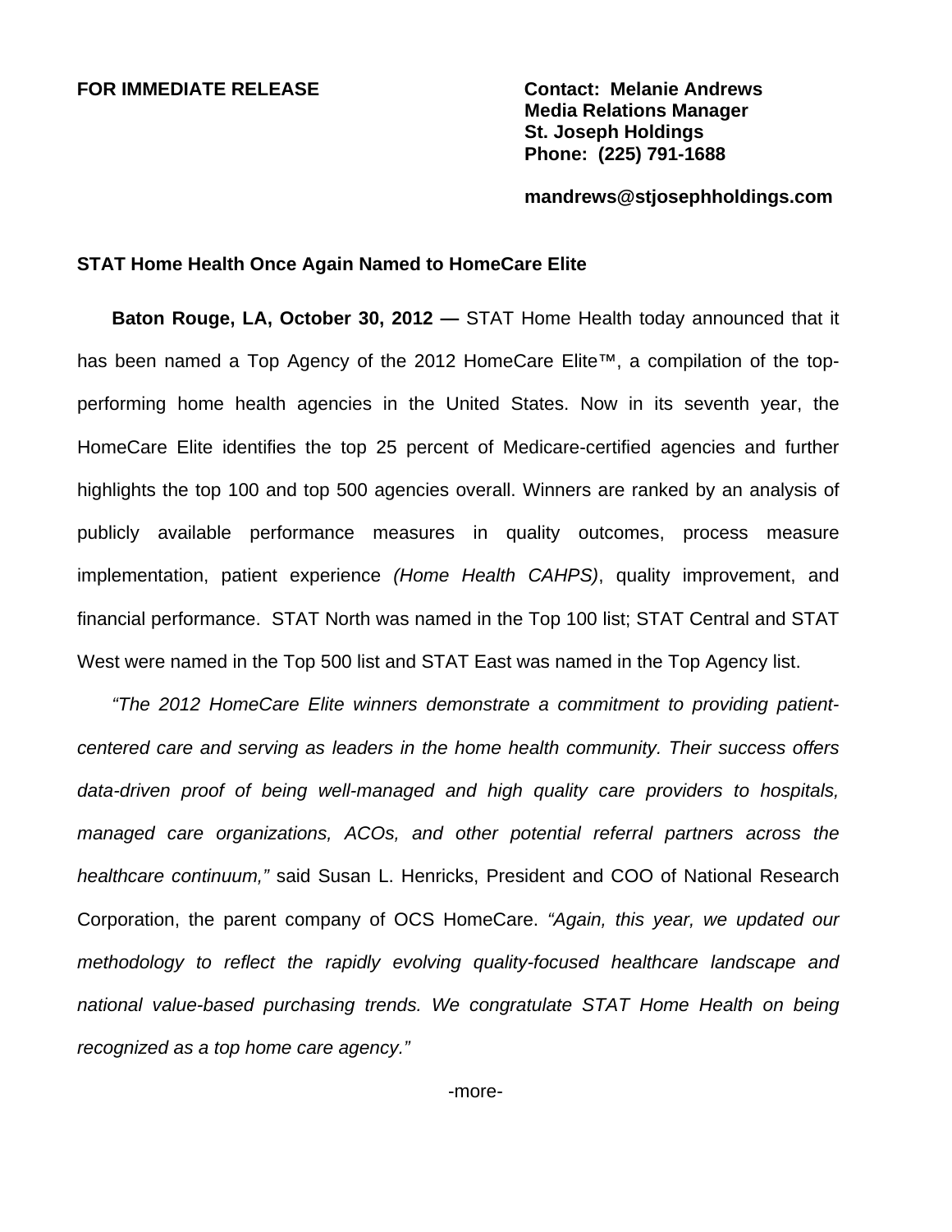**FOR IMMEDIATE RELEASE**

**Contact: Melanie Andrews**
**Media Relations Manager**
**St. Joseph Holdings**
**Phone: (225) 791-1688**

**mandrews@stjosephholdings.com**

**STAT Home Health Once Again Named to HomeCare Elite**

**Baton Rouge, LA, October 30, 2012 —** STAT Home Health today announced that it has been named a Top Agency of the 2012 HomeCare Elite™, a compilation of the top-performing home health agencies in the United States. Now in its seventh year, the HomeCare Elite identifies the top 25 percent of Medicare-certified agencies and further highlights the top 100 and top 500 agencies overall. Winners are ranked by an analysis of publicly available performance measures in quality outcomes, process measure implementation, patient experience *(Home Health CAHPS)*, quality improvement, and financial performance. STAT North was named in the Top 100 list; STAT Central and STAT West were named in the Top 500 list and STAT East was named in the Top Agency list.

*"The 2012 HomeCare Elite winners demonstrate a commitment to providing patient-centered care and serving as leaders in the home health community. Their success offers data-driven proof of being well-managed and high quality care providers to hospitals, managed care organizations, ACOs, and other potential referral partners across the healthcare continuum,"* said Susan L. Henricks, President and COO of National Research Corporation, the parent company of OCS HomeCare. *"Again, this year, we updated our methodology to reflect the rapidly evolving quality-focused healthcare landscape and national value-based purchasing trends. We congratulate STAT Home Health on being recognized as a top home care agency."*

-more-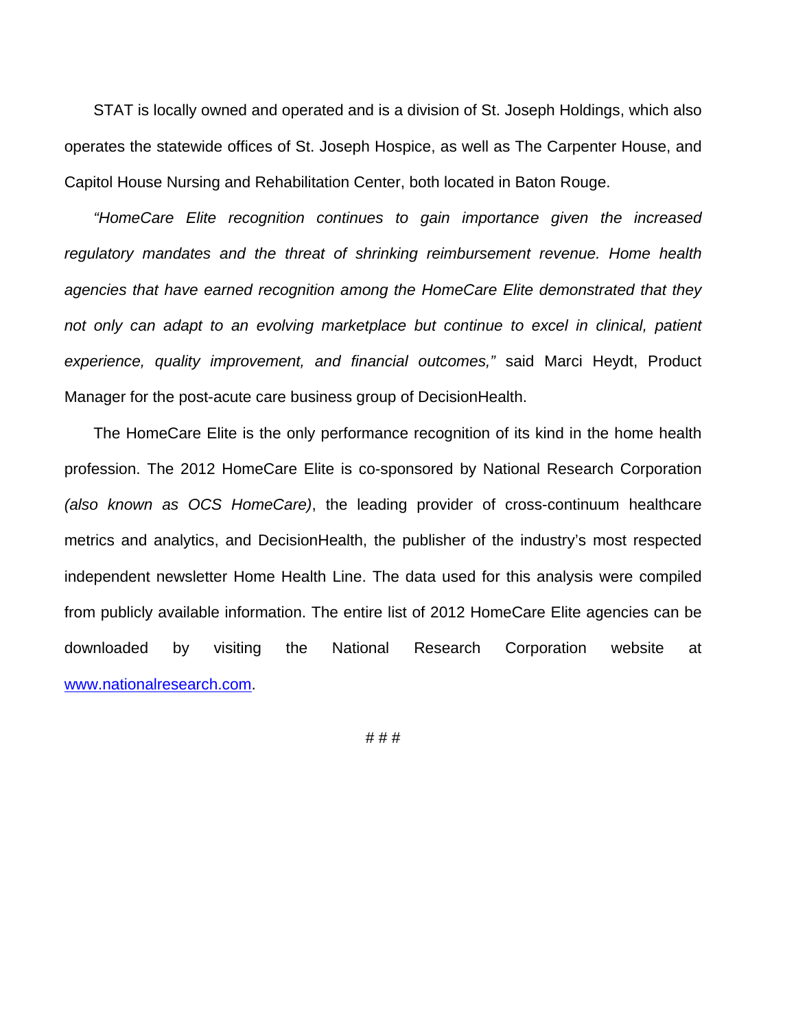STAT is locally owned and operated and is a division of St. Joseph Holdings, which also operates the statewide offices of St. Joseph Hospice, as well as The Carpenter House, and Capitol House Nursing and Rehabilitation Center, both located in Baton Rouge.

*"HomeCare Elite recognition continues to gain importance given the increased regulatory mandates and the threat of shrinking reimbursement revenue. Home health agencies that have earned recognition among the HomeCare Elite demonstrated that they not only can adapt to an evolving marketplace but continue to excel in clinical, patient experience, quality improvement, and financial outcomes,"* said Marci Heydt, Product Manager for the post-acute care business group of DecisionHealth.

The HomeCare Elite is the only performance recognition of its kind in the home health profession. The 2012 HomeCare Elite is co-sponsored by National Research Corporation *(also known as OCS HomeCare)*, the leading provider of cross-continuum healthcare metrics and analytics, and DecisionHealth, the publisher of the industry's most respected independent newsletter Home Health Line. The data used for this analysis were compiled from publicly available information. The entire list of 2012 HomeCare Elite agencies can be downloaded by visiting the National Research Corporation website at [www.nationalresearch.com](http://www.nationalresearch.com).

# # #